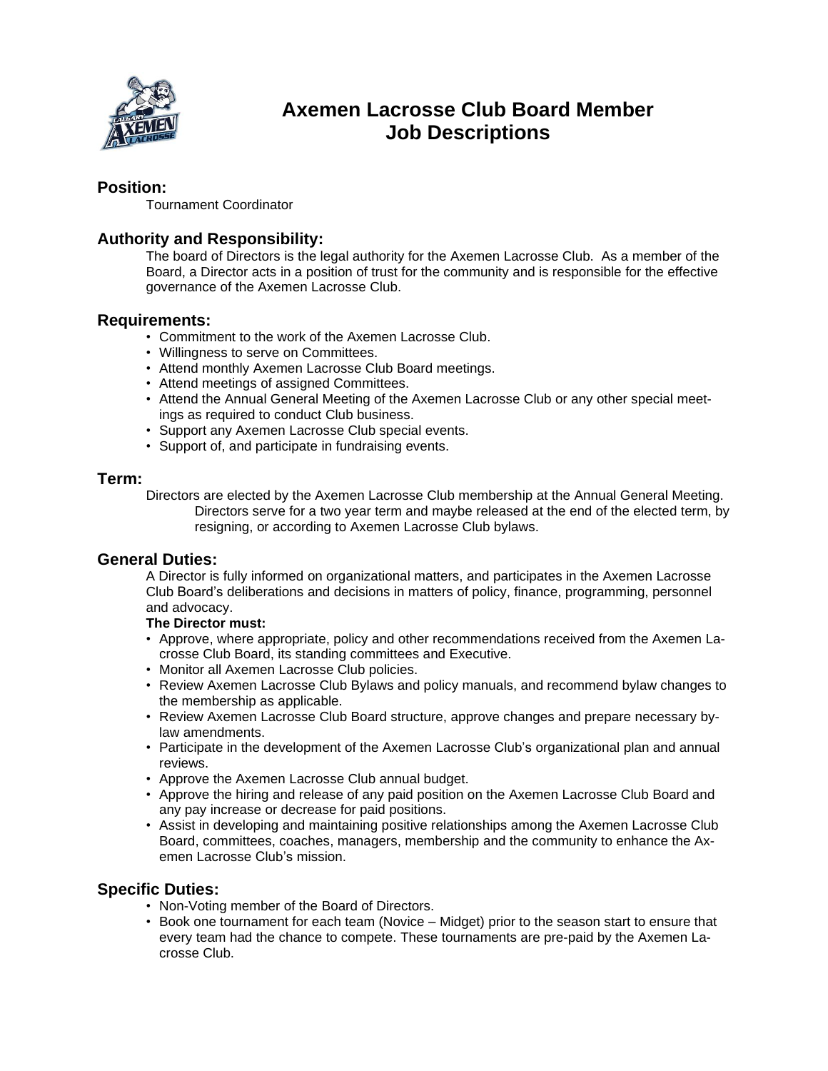# Axemen Lacrosse Club Board Member Job Descriptions

## Position:

Tournament Coordinator

## Authority and Responsibility:

The board of Directors is the legal authority for the Axemen Lacrosse Club. As a member of the Board, a Director acts in a position of trust for the community and is responsible for the effective governance of the Axemen Lacrosse Club.

## Requirements:

- Commitment to the work of the Axemen Lacrosse Club.
- Willingness to serve on Committees.
- Attend monthly Axemen Lacrosse Club Board meetings.
- Attend meetings of assigned Committees.
- Attend the Annual General Meeting of the Axemen Lacrosse Club or any other special meetings as required to conduct Club business.
- Support any Axemen Lacrosse Club special events.
- Support of, and participate in fundraising events.

## Term:

Directors are elected by the Axemen Lacrosse Club membership at the Annual General Meeting. Directors serve for a two year term and maybe released at the end of the elected term, by resigning, or according to Axemen Lacrosse Club bylaws.

## General Duties:

A Director is fully informed on organizational matters, and participates in the Axemen Lacrosse Club Board's deliberations and decisions in matters of policy, finance, programming, personnel and advocacy.

**The Director must:**

- Approve, where appropriate, policy and other recommendations received from the Axemen Lacrosse Club Board, its standing committees and Executive.
- Monitor all Axemen Lacrosse Club policies.
- Review Axemen Lacrosse Club Bylaws and policy manuals, and recommend bylaw changes to the membership as applicable.
- Review Axemen Lacrosse Club Board structure, approve changes and prepare necessary bylaw amendments.
- Participate in the development of the Axemen Lacrosse Club's organizational plan and annual reviews.
- Approve the Axemen Lacrosse Club annual budget.
- Approve the hiring and release of any paid position on the Axemen Lacrosse Club Board and any pay increase or decrease for paid positions.
- Assist in developing and maintaining positive relationships among the Axemen Lacrosse Club Board, committees, coaches, managers, membership and the community to enhance the Axemen Lacrosse Club's mission.

## Specific Duties:

- Non-Voting member of the Board of Directors.
- Book one tournament for each team (Novice – Midget) prior to the season start to ensure that every team had the chance to compete. These tournaments are pre-paid by the Axemen Lacrosse Club.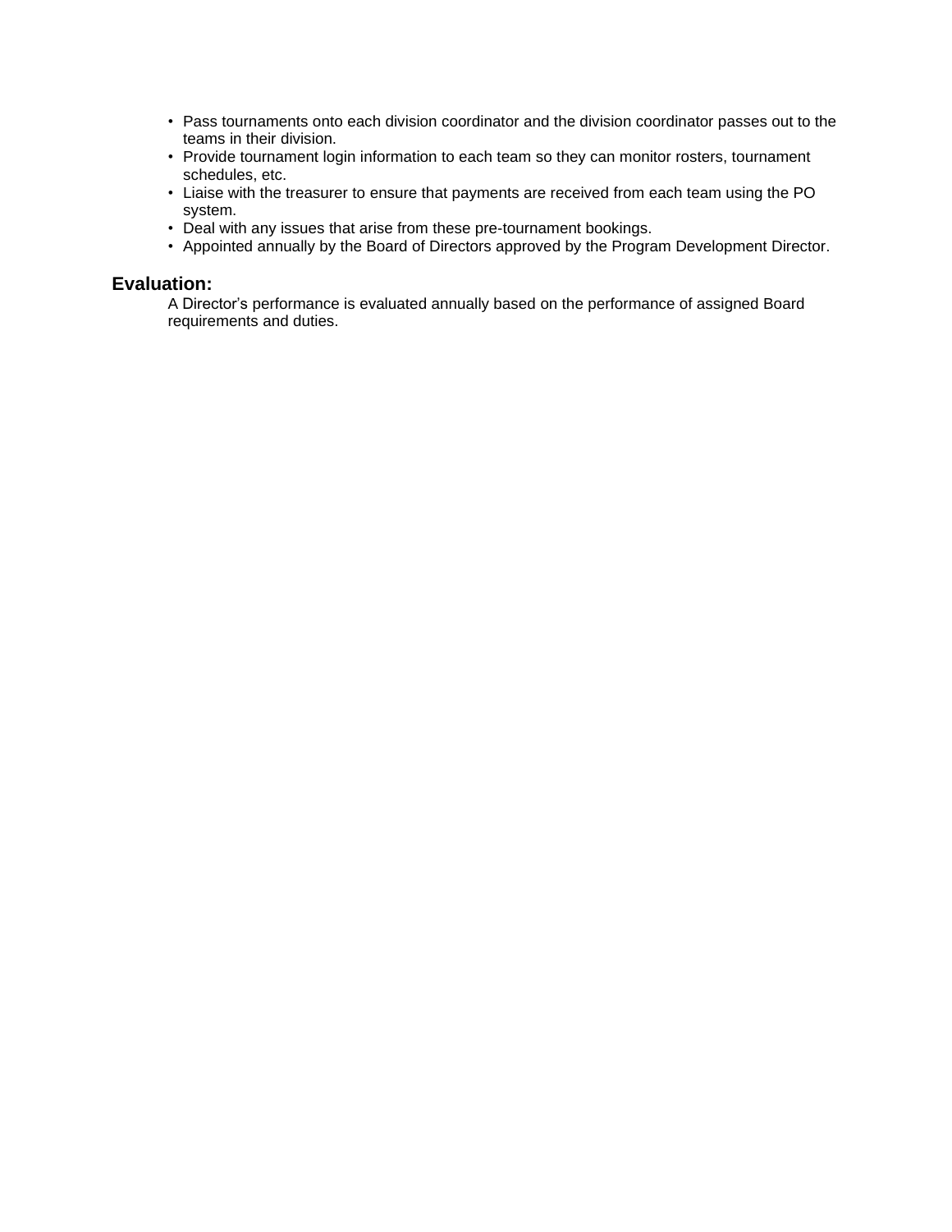- Pass tournaments onto each division coordinator and the division coordinator passes out to the teams in their division.
- Provide tournament login information to each team so they can monitor rosters, tournament schedules, etc.
- Liaise with the treasurer to ensure that payments are received from each team using the PO system.
- Deal with any issues that arise from these pre-tournament bookings.
- Appointed annually by the Board of Directors approved by the Program Development Director.

## Evaluation:

A Director's performance is evaluated annually based on the performance of assigned Board requirements and duties.